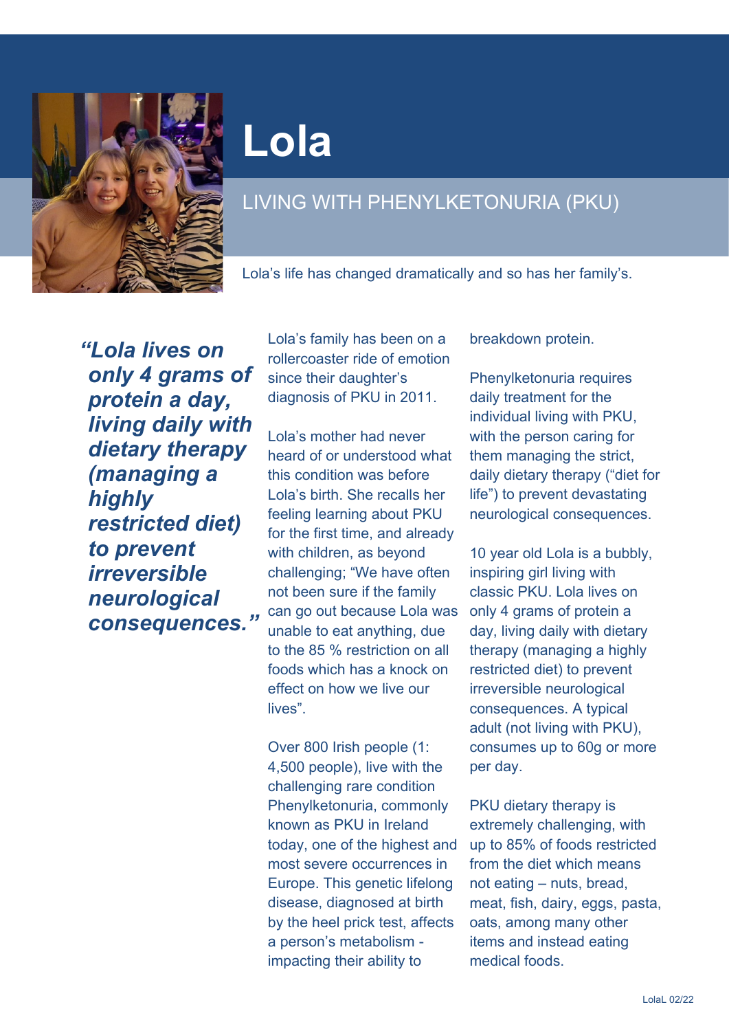# Lola

## LIVING WITH PHENYLKETONURIA (PKU)

Lola's life has changed dramatically and so has her family's.

> ***"Lola lives on only 4 grams of protein a day, living daily with dietary therapy (managing a highly restricted diet) to prevent irreversible neurological consequences."***

Lola's family has been on a rollercoaster ride of emotion since their daughter's diagnosis of PKU in 2011.

Lola's mother had never heard of or understood what this condition was before Lola's birth. She recalls her feeling learning about PKU for the first time, and already with children, as beyond challenging; "We have often not been sure if the family can go out because Lola was unable to eat anything, due to the 85 % restriction on all foods which has a knock on effect on how we live our lives".

Over 800 Irish people (1: 4,500 people), live with the challenging rare condition Phenylketonuria, commonly known as PKU in Ireland today, one of the highest and most severe occurrences in Europe. This genetic lifelong disease, diagnosed at birth by the heel prick test, affects a person's metabolism - impacting their ability to breakdown protein.

Phenylketonuria requires daily treatment for the individual living with PKU, with the person caring for them managing the strict, daily dietary therapy ("diet for life") to prevent devastating neurological consequences.

10 year old Lola is a bubbly, inspiring girl living with classic PKU. Lola lives on only 4 grams of protein a day, living daily with dietary therapy (managing a highly restricted diet) to prevent irreversible neurological consequences. A typical adult (not living with PKU), consumes up to 60g or more per day.

PKU dietary therapy is extremely challenging, with up to 85% of foods restricted from the diet which means not eating – nuts, bread, meat, fish, dairy, eggs, pasta, oats, among many other items and instead eating medical foods.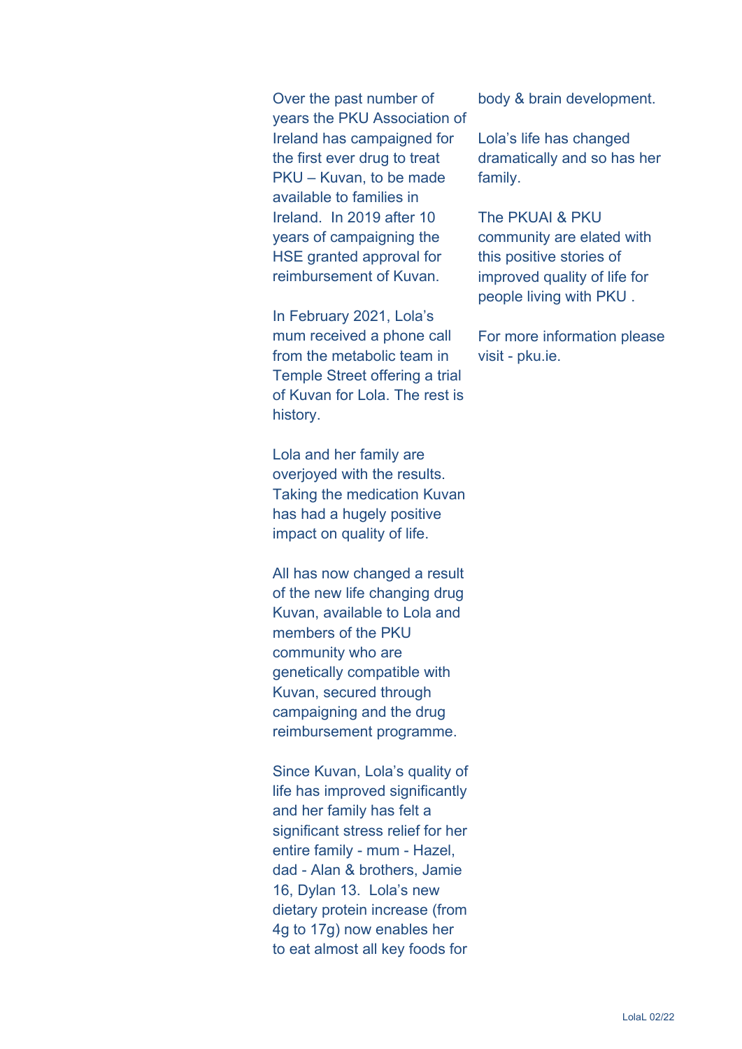Over the past number of years the PKU Association of Ireland has campaigned for the first ever drug to treat PKU – Kuvan, to be made available to families in Ireland. In 2019 after 10 years of campaigning the HSE granted approval for reimbursement of Kuvan.

In February 2021, Lola's mum received a phone call from the metabolic team in Temple Street offering a trial of Kuvan for Lola. The rest is history.

Lola and her family are overjoyed with the results. Taking the medication Kuvan has had a hugely positive impact on quality of life.

All has now changed a result of the new life changing drug Kuvan, available to Lola and members of the PKU community who are genetically compatible with Kuvan, secured through campaigning and the drug reimbursement programme.

Since Kuvan, Lola's quality of life has improved significantly and her family has felt a significant stress relief for her entire family - mum - Hazel, dad - Alan & brothers, Jamie 16, Dylan 13. Lola's new dietary protein increase (from 4g to 17g) now enables her to eat almost all key foods for body & brain development.

Lola's life has changed dramatically and so has her family.

The PKUAI & PKU community are elated with this positive stories of improved quality of life for people living with PKU .

For more information please visit - pku.ie.

LolaL 02/22